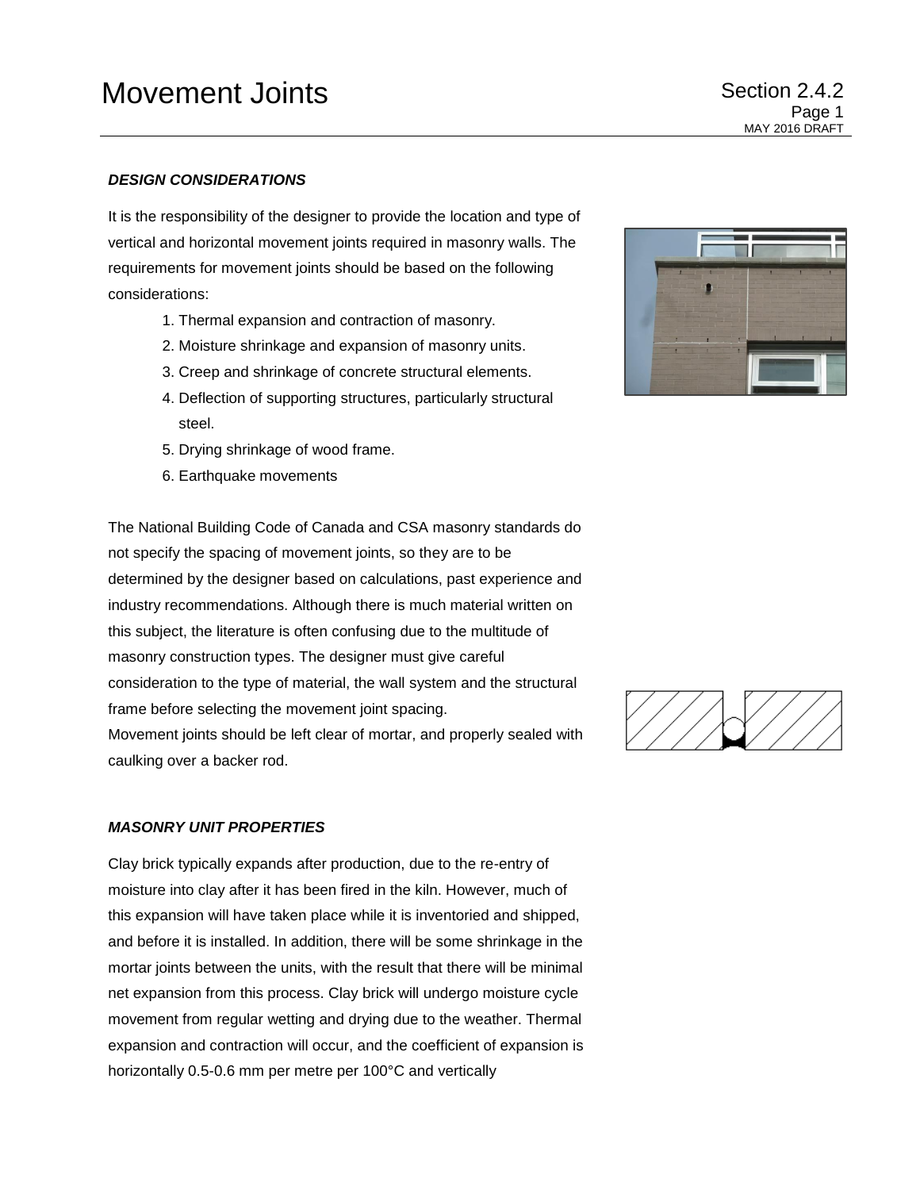# Movement Joints

## DESIGN CONSIDERATIONS

It is the responsibility of the designer to provide the location and type of vertical and horizontal movement joints required in masonry walls. The requirements for movement joints should be based on the following considerations:

1. Thermal expansion and contraction of masonry.
2. Moisture shrinkage and expansion of masonry units.
3. Creep and shrinkage of concrete structural elements.
4. Deflection of supporting structures, particularly structural steel.
5. Drying shrinkage of wood frame.
6. Earthquake movements

The National Building Code of Canada and CSA masonry standards do not specify the spacing of movement joints, so they are to be determined by the designer based on calculations, past experience and industry recommendations. Although there is much material written on this subject, the literature is often confusing due to the multitude of masonry construction types. The designer must give careful consideration to the type of material, the wall system and the structural frame before selecting the movement joint spacing.
Movement joints should be left clear of mortar, and properly sealed with caulking over a backer rod.

## MASONRY UNIT PROPERTIES

Clay brick typically expands after production, due to the re-entry of moisture into clay after it has been fired in the kiln. However, much of this expansion will have taken place while it is inventoried and shipped, and before it is installed. In addition, there will be some shrinkage in the mortar joints between the units, with the result that there will be minimal net expansion from this process. Clay brick will undergo moisture cycle movement from regular wetting and drying due to the weather. Thermal expansion and contraction will occur, and the coefficient of expansion is horizontally 0.5-0.6 mm per metre per 100°C and vertically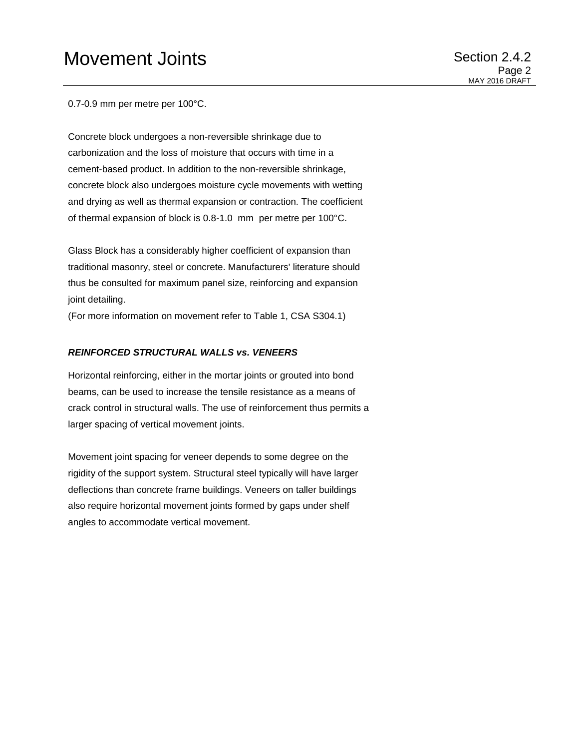0.7-0.9 mm per metre per 100°C.

Concrete block undergoes a non-reversible shrinkage due to carbonization and the loss of moisture that occurs with time in a cement-based product. In addition to the non-reversible shrinkage, concrete block also undergoes moisture cycle movements with wetting and drying as well as thermal expansion or contraction. The coefficient of thermal expansion of block is 0.8-1.0 mm per metre per 100°C.

Glass Block has a considerably higher coefficient of expansion than traditional masonry, steel or concrete. Manufacturers' literature should thus be consulted for maximum panel size, reinforcing and expansion joint detailing.
(For more information on movement refer to Table 1, CSA S304.1)

***REINFORCED STRUCTURAL WALLS vs. VENEERS***

Horizontal reinforcing, either in the mortar joints or grouted into bond beams, can be used to increase the tensile resistance as a means of crack control in structural walls. The use of reinforcement thus permits a larger spacing of vertical movement joints.

Movement joint spacing for veneer depends to some degree on the rigidity of the support system. Structural steel typically will have larger deflections than concrete frame buildings. Veneers on taller buildings also require horizontal movement joints formed by gaps under shelf angles to accommodate vertical movement.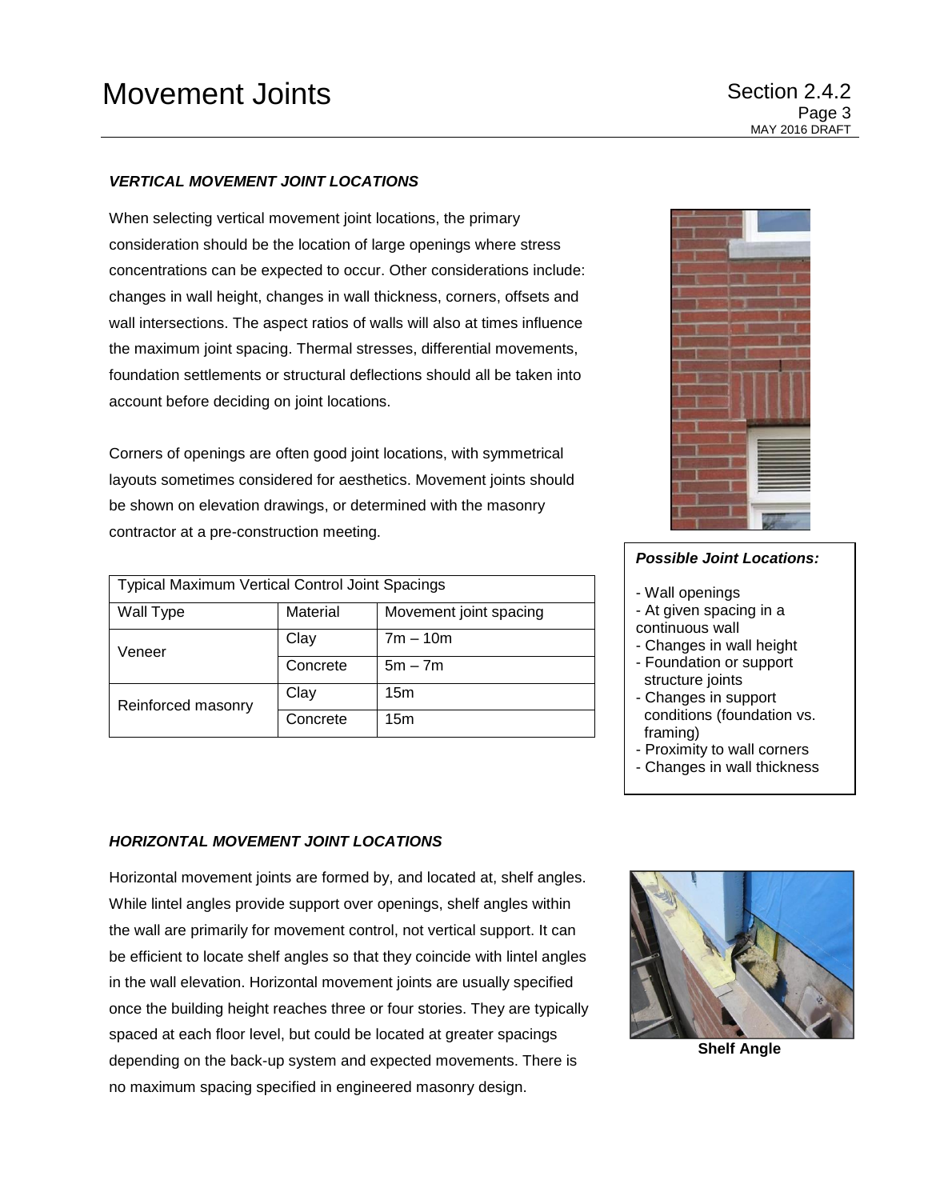# Movement Joints

### *VERTICAL MOVEMENT JOINT LOCATIONS*

When selecting vertical movement joint locations, the primary consideration should be the location of large openings where stress concentrations can be expected to occur. Other considerations include: changes in wall height, changes in wall thickness, corners, offsets and wall intersections. The aspect ratios of walls will also at times influence the maximum joint spacing. Thermal stresses, differential movements, foundation settlements or structural deflections should all be taken into account before deciding on joint locations.

Corners of openings are often good joint locations, with symmetrical layouts sometimes considered for aesthetics. Movement joints should be shown on elevation drawings, or determined with the masonry contractor at a pre-construction meeting.

| Typical Maximum Vertical Control Joint Spacings | | |
|---|---|---|
| Wall Type | Material | Movement joint spacing |
| Veneer | Clay | 7m – 10m |
| | Concrete | 5m – 7m |
| Reinforced masonry | Clay | 15m |
| | Concrete | 15m |

***Possible Joint Locations:***

- Wall openings
- At given spacing in a continuous wall
- Changes in wall height
- Foundation or support structure joints
- Changes in support conditions (foundation vs. framing)
- Proximity to wall corners
- Changes in wall thickness

### *HORIZONTAL MOVEMENT JOINT LOCATIONS*

Horizontal movement joints are formed by, and located at, shelf angles. While lintel angles provide support over openings, shelf angles within the wall are primarily for movement control, not vertical support. It can be efficient to locate shelf angles so that they coincide with lintel angles in the wall elevation. Horizontal movement joints are usually specified once the building height reaches three or four stories. They are typically spaced at each floor level, but could be located at greater spacings depending on the back-up system and expected movements. There is no maximum spacing specified in engineered masonry design.

**Shelf Angle**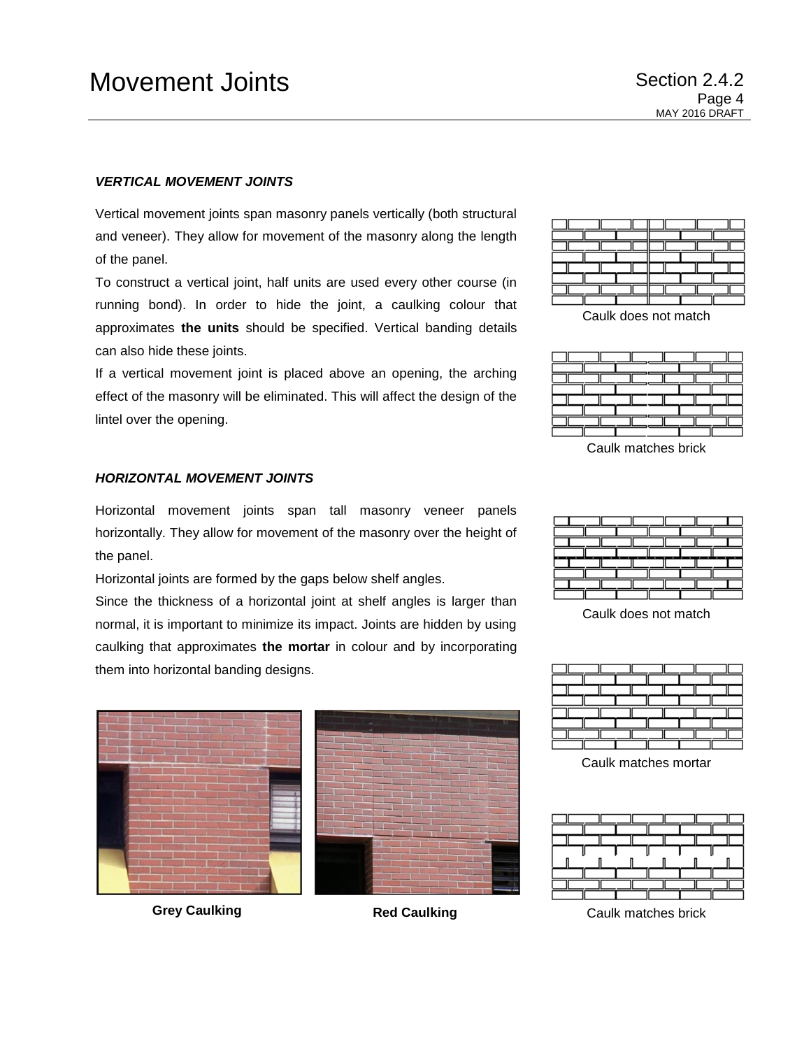# Movement Joints

### *VERTICAL MOVEMENT JOINTS*

Vertical movement joints span masonry panels vertically (both structural and veneer). They allow for movement of the masonry along the length of the panel.

To construct a vertical joint, half units are used every other course (in running bond). In order to hide the joint, a caulking colour that approximates **the units** should be specified. Vertical banding details can also hide these joints.

If a vertical movement joint is placed above an opening, the arching effect of the masonry will be eliminated. This will affect the design of the lintel over the opening.

Caulk does not match

Caulk matches brick

### *HORIZONTAL MOVEMENT JOINTS*

Horizontal movement joints span tall masonry veneer panels horizontally. They allow for movement of the masonry over the height of the panel.

Horizontal joints are formed by the gaps below shelf angles.

Since the thickness of a horizontal joint at shelf angles is larger than normal, it is important to minimize its impact. Joints are hidden by using caulking that approximates **the mortar** in colour and by incorporating them into horizontal banding designs.

Caulk does not match

Caulk matches mortar

Caulk matches brick

**Grey Caulking**

**Red Caulking**